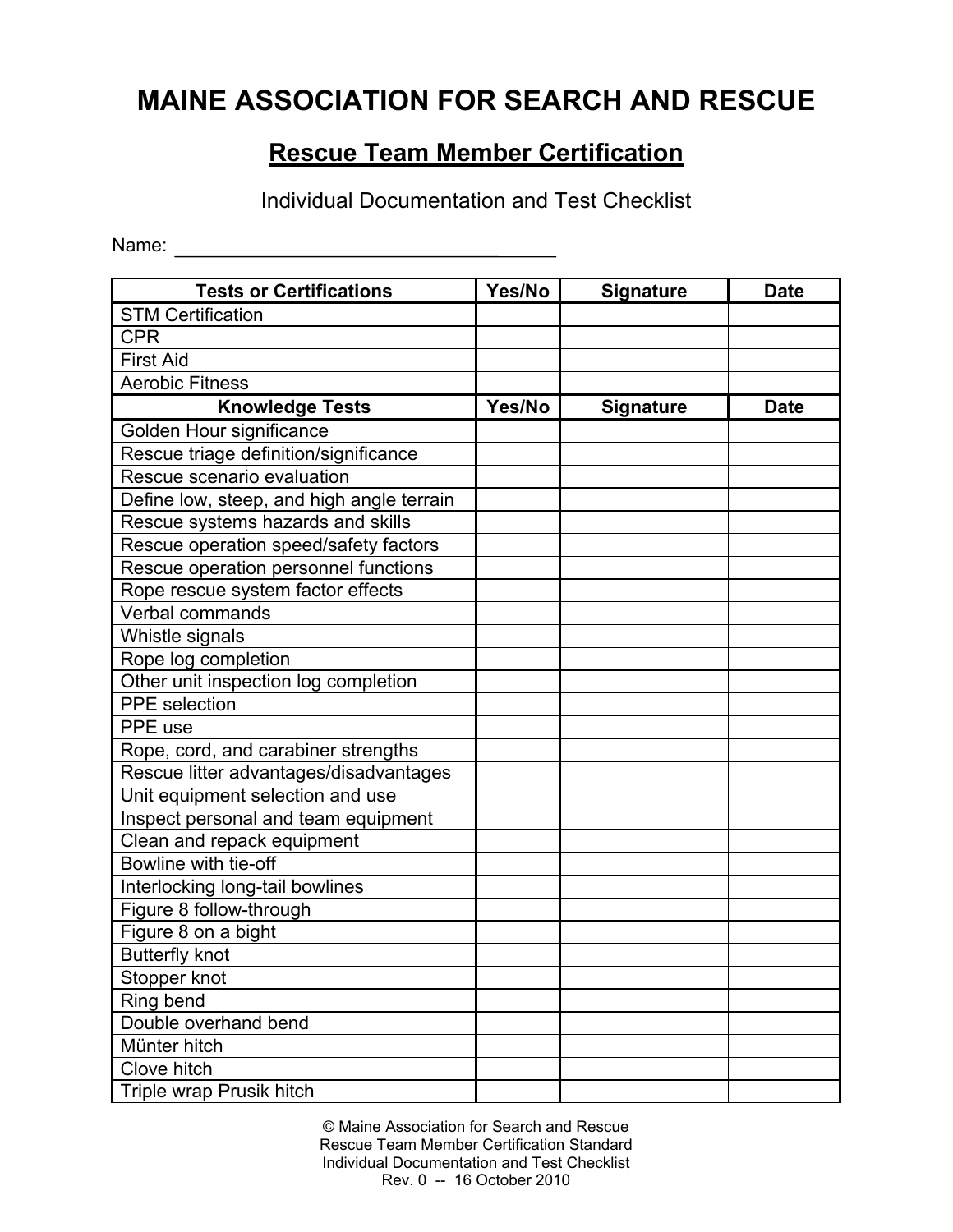# MAINE ASSOCIATION FOR SEARCH AND RESCUE

## Rescue Team Member Certification

Individual Documentation and Test Checklist

Name: ____________________________________

| Tests or Certifications | Yes/No | Signature | Date |
|---|---|---|---|
| STM Certification | | | |
| CPR | | | |
| First Aid | | | |
| Aerobic Fitness | | | |
| **Knowledge Tests** | **Yes/No** | **Signature** | **Date** |
| Golden Hour significance | | | |
| Rescue triage definition/significance | | | |
| Rescue scenario evaluation | | | |
| Define low, steep, and high angle terrain | | | |
| Rescue systems hazards and skills | | | |
| Rescue operation speed/safety factors | | | |
| Rescue operation personnel functions | | | |
| Rope rescue system factor effects | | | |
| Verbal commands | | | |
| Whistle signals | | | |
| Rope log completion | | | |
| Other unit inspection log completion | | | |
| PPE selection | | | |
| PPE use | | | |
| Rope, cord, and carabiner strengths | | | |
| Rescue litter advantages/disadvantages | | | |
| Unit equipment selection and use | | | |
| Inspect personal and team equipment | | | |
| Clean and repack equipment | | | |
| Bowline with tie-off | | | |
| Interlocking long-tail bowlines | | | |
| Figure 8 follow-through | | | |
| Figure 8 on a bight | | | |
| Butterfly knot | | | |
| Stopper knot | | | |
| Ring bend | | | |
| Double overhand bend | | | |
| Münter hitch | | | |
| Clove hitch | | | |
| Triple wrap Prusik hitch | | | |

© Maine Association for Search and Rescue
Rescue Team Member Certification Standard
Individual Documentation and Test Checklist
Rev. 0 -- 16 October 2010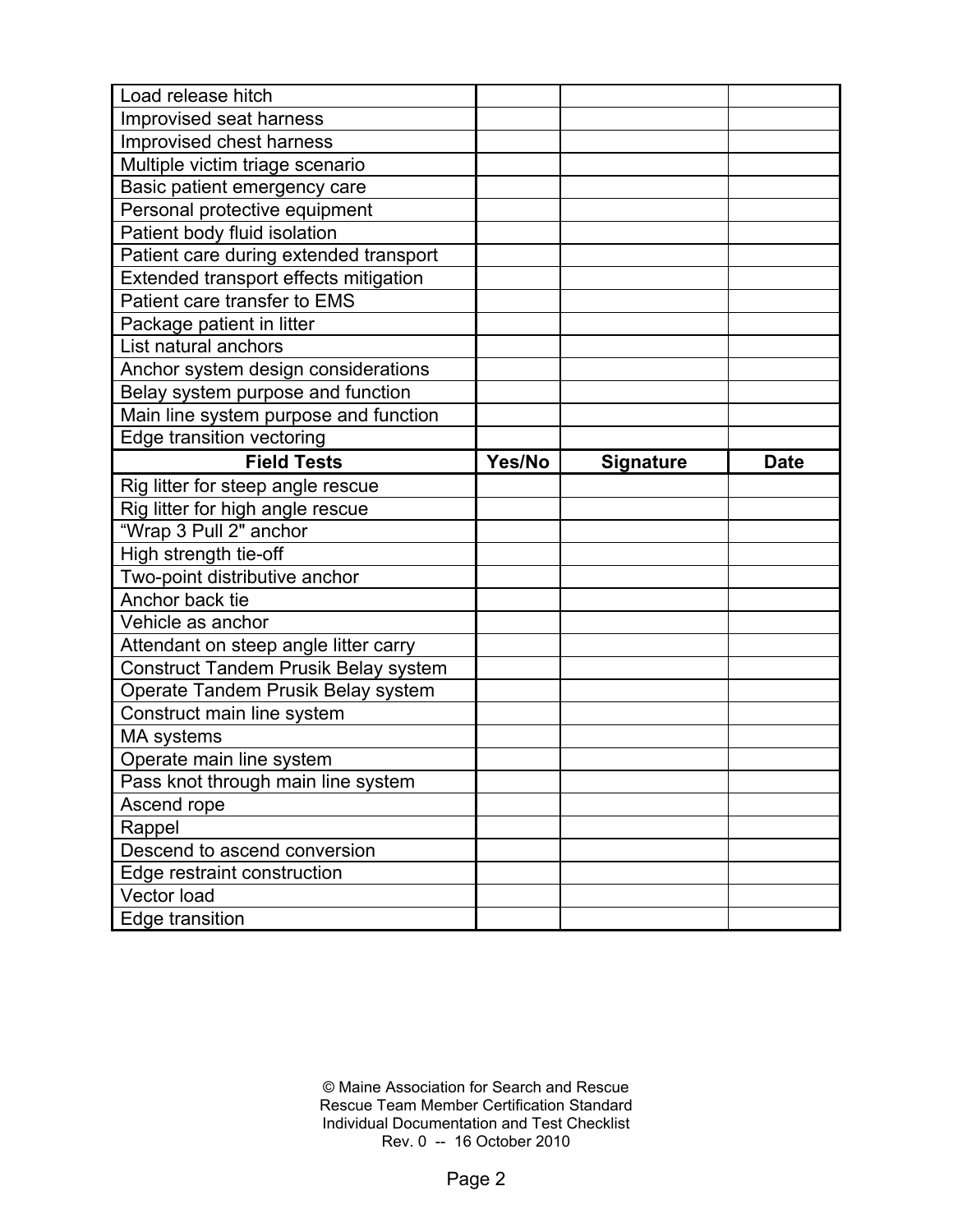| | | | |
|---|---|---|---|
| Load release hitch | | | |
| Improvised seat harness | | | |
| Improvised chest harness | | | |
| Multiple victim triage scenario | | | |
| Basic patient emergency care | | | |
| Personal protective equipment | | | |
| Patient body fluid isolation | | | |
| Patient care during extended transport | | | |
| Extended transport effects mitigation | | | |
| Patient care transfer to EMS | | | |
| Package patient in litter | | | |
| List natural anchors | | | |
| Anchor system design considerations | | | |
| Belay system purpose and function | | | |
| Main line system purpose and function | | | |
| Edge transition vectoring | | | |
| **Field Tests** | **Yes/No** | **Signature** | **Date** |
| Rig litter for steep angle rescue | | | |
| Rig litter for high angle rescue | | | |
| “Wrap 3 Pull 2" anchor | | | |
| High strength tie-off | | | |
| Two-point distributive anchor | | | |
| Anchor back tie | | | |
| Vehicle as anchor | | | |
| Attendant on steep angle litter carry | | | |
| Construct Tandem Prusik Belay system | | | |
| Operate Tandem Prusik Belay system | | | |
| Construct main line system | | | |
| MA systems | | | |
| Operate main line system | | | |
| Pass knot through main line system | | | |
| Ascend rope | | | |
| Rappel | | | |
| Descend to ascend conversion | | | |
| Edge restraint construction | | | |
| Vector load | | | |
| Edge transition | | | |

© Maine Association for Search and Rescue
Rescue Team Member Certification Standard
Individual Documentation and Test Checklist
Rev. 0 -- 16 October 2010